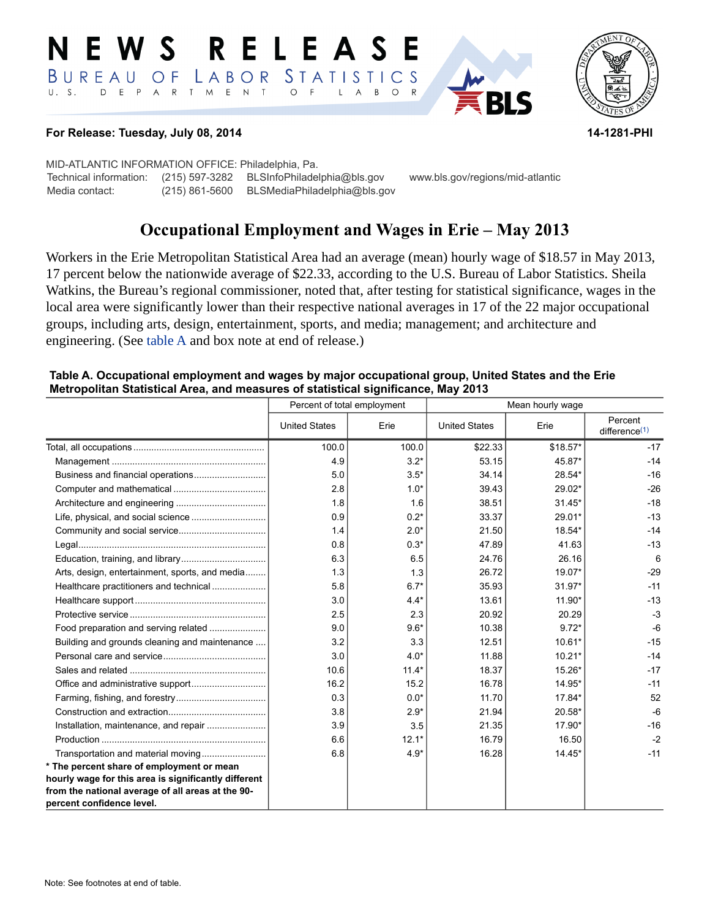# NEWS RELEASE

BUREAU OF LABOR STATISTICS
U. S. DEPARTMENT OF LABOR

**For Release: Tuesday, July 08, 2014** **14-1281-PHI**

MID-ATLANTIC INFORMATION OFFICE: Philadelphia, Pa.
Technical information: (215) 597-3282 BLSInfoPhiladelphia@bls.gov www.bls.gov/regions/mid-atlantic
Media contact: (215) 861-5600 BLSMediaPhiladelphia@bls.gov

## Occupational Employment and Wages in Erie – May 2013

Workers in the Erie Metropolitan Statistical Area had an average (mean) hourly wage of $18.57 in May 2013, 17 percent below the nationwide average of $22.33, according to the U.S. Bureau of Labor Statistics. Sheila Watkins, the Bureau's regional commissioner, noted that, after testing for statistical significance, wages in the local area were significantly lower than their respective national averages in 17 of the 22 major occupational groups, including arts, design, entertainment, sports, and media; management; and architecture and engineering. (See table A and box note at end of release.)

**Table A. Occupational employment and wages by major occupational group, United States and the Erie Metropolitan Statistical Area, and measures of statistical significance, May 2013**

| | Percent of total employment | | Mean hourly wage | | |
|---|---|---|---|---|---|
| | United States | Erie | United States | Erie | Percent difference(1) |
| Total, all occupations | 100.0 | 100.0 | $22.33 | $18.57* | -17 |
| Management | 4.9 | 3.2* | 53.15 | 45.87* | -14 |
| Business and financial operations | 5.0 | 3.5* | 34.14 | 28.54* | -16 |
| Computer and mathematical | 2.8 | 1.0* | 39.43 | 29.02* | -26 |
| Architecture and engineering | 1.8 | 1.6 | 38.51 | 31.45* | -18 |
| Life, physical, and social science | 0.9 | 0.2* | 33.37 | 29.01* | -13 |
| Community and social service | 1.4 | 2.0* | 21.50 | 18.54* | -14 |
| Legal | 0.8 | 0.3* | 47.89 | 41.63 | -13 |
| Education, training, and library | 6.3 | 6.5 | 24.76 | 26.16 | 6 |
| Arts, design, entertainment, sports, and media | 1.3 | 1.3 | 26.72 | 19.07* | -29 |
| Healthcare practitioners and technical | 5.8 | 6.7* | 35.93 | 31.97* | -11 |
| Healthcare support | 3.0 | 4.4* | 13.61 | 11.90* | -13 |
| Protective service | 2.5 | 2.3 | 20.92 | 20.29 | -3 |
| Food preparation and serving related | 9.0 | 9.6* | 10.38 | 9.72* | -6 |
| Building and grounds cleaning and maintenance | 3.2 | 3.3 | 12.51 | 10.61* | -15 |
| Personal care and service | 3.0 | 4.0* | 11.88 | 10.21* | -14 |
| Sales and related | 10.6 | 11.4* | 18.37 | 15.26* | -17 |
| Office and administrative support | 16.2 | 15.2 | 16.78 | 14.95* | -11 |
| Farming, fishing, and forestry | 0.3 | 0.0* | 11.70 | 17.84* | 52 |
| Construction and extraction | 3.8 | 2.9* | 21.94 | 20.58* | -6 |
| Installation, maintenance, and repair | 3.9 | 3.5 | 21.35 | 17.90* | -16 |
| Production | 6.6 | 12.1* | 16.79 | 16.50 | -2 |
| Transportation and material moving | 6.8 | 4.9* | 16.28 | 14.45* | -11 |

**\* The percent share of employment or mean hourly wage for this area is significantly different from the national average of all areas at the 90-percent confidence level.**

Note: See footnotes at end of table.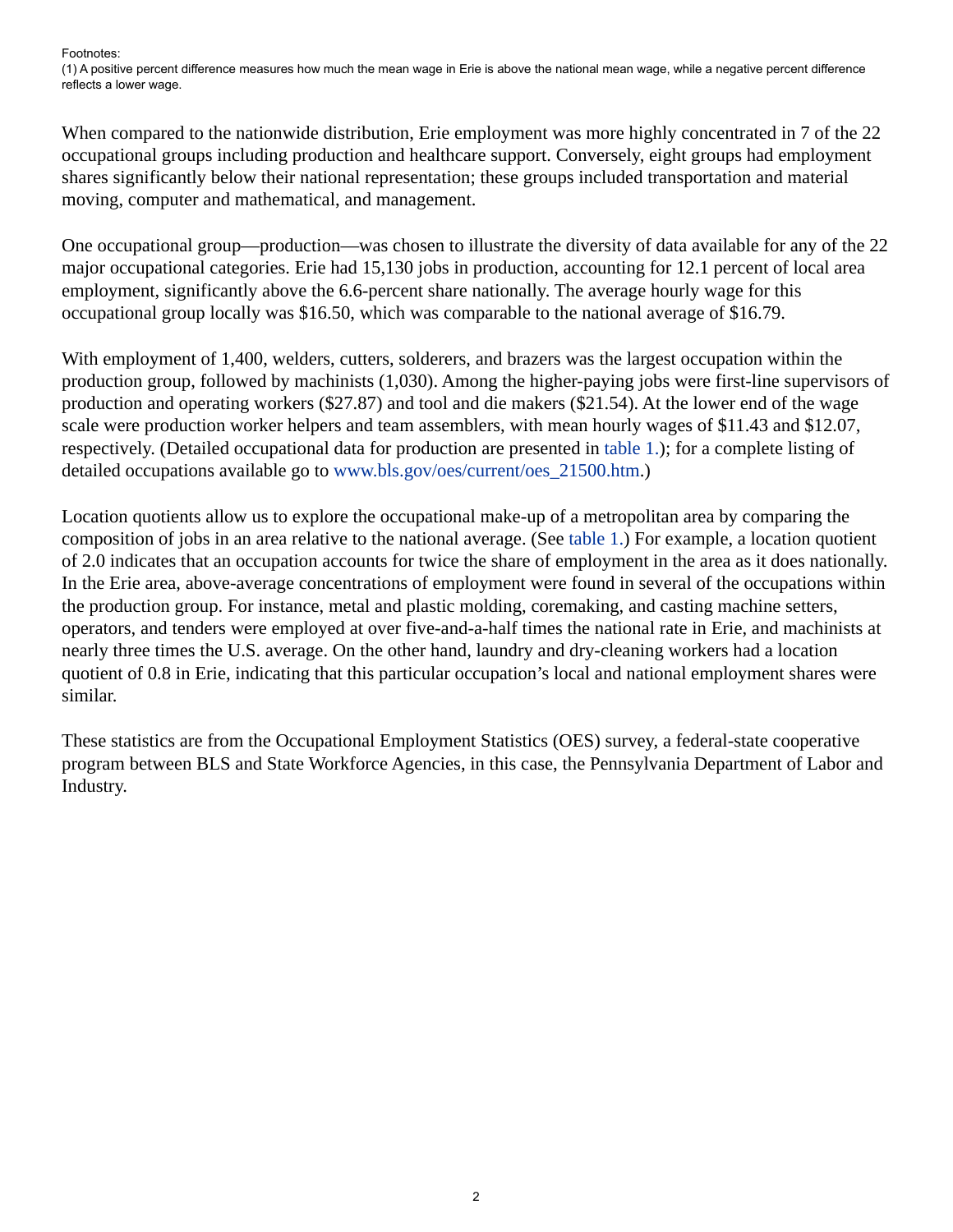Footnotes:
(1) A positive percent difference measures how much the mean wage in Erie is above the national mean wage, while a negative percent difference reflects a lower wage.

When compared to the nationwide distribution, Erie employment was more highly concentrated in 7 of the 22 occupational groups including production and healthcare support. Conversely, eight groups had employment shares significantly below their national representation; these groups included transportation and material moving, computer and mathematical, and management.

One occupational group—production—was chosen to illustrate the diversity of data available for any of the 22 major occupational categories. Erie had 15,130 jobs in production, accounting for 12.1 percent of local area employment, significantly above the 6.6-percent share nationally. The average hourly wage for this occupational group locally was $16.50, which was comparable to the national average of $16.79.

With employment of 1,400, welders, cutters, solderers, and brazers was the largest occupation within the production group, followed by machinists (1,030). Among the higher-paying jobs were first-line supervisors of production and operating workers ($27.87) and tool and die makers ($21.54). At the lower end of the wage scale were production worker helpers and team assemblers, with mean hourly wages of $11.43 and $12.07, respectively. (Detailed occupational data for production are presented in table 1.); for a complete listing of detailed occupations available go to www.bls.gov/oes/current/oes_21500.htm.)

Location quotients allow us to explore the occupational make-up of a metropolitan area by comparing the composition of jobs in an area relative to the national average. (See table 1.) For example, a location quotient of 2.0 indicates that an occupation accounts for twice the share of employment in the area as it does nationally. In the Erie area, above-average concentrations of employment were found in several of the occupations within the production group. For instance, metal and plastic molding, coremaking, and casting machine setters, operators, and tenders were employed at over five-and-a-half times the national rate in Erie, and machinists at nearly three times the U.S. average. On the other hand, laundry and dry-cleaning workers had a location quotient of 0.8 in Erie, indicating that this particular occupation's local and national employment shares were similar.

These statistics are from the Occupational Employment Statistics (OES) survey, a federal-state cooperative program between BLS and State Workforce Agencies, in this case, the Pennsylvania Department of Labor and Industry.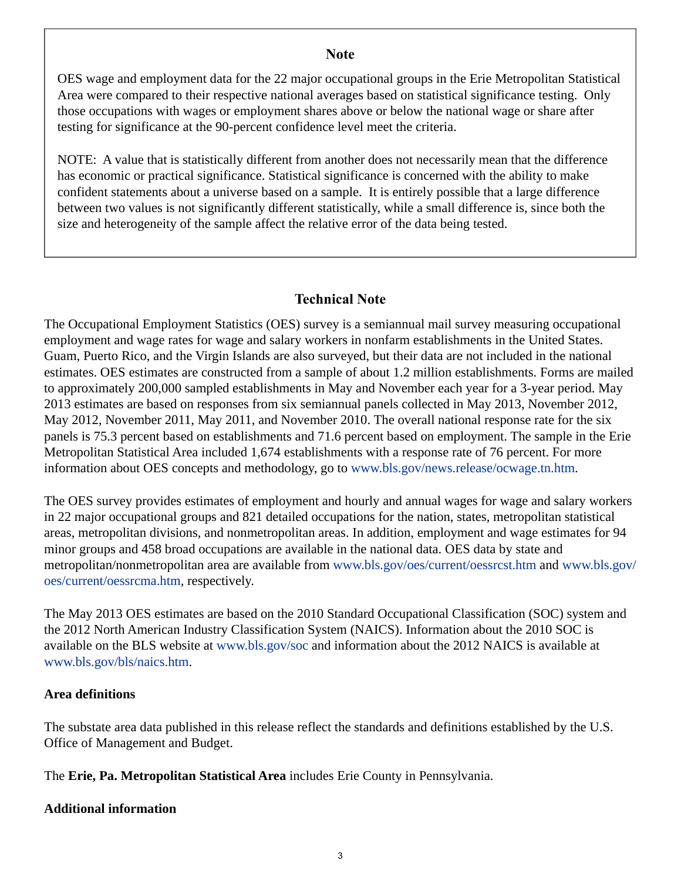## Note

OES wage and employment data for the 22 major occupational groups in the Erie Metropolitan Statistical Area were compared to their respective national averages based on statistical significance testing. Only those occupations with wages or employment shares above or below the national wage or share after testing for significance at the 90-percent confidence level meet the criteria.

NOTE: A value that is statistically different from another does not necessarily mean that the difference has economic or practical significance. Statistical significance is concerned with the ability to make confident statements about a universe based on a sample. It is entirely possible that a large difference between two values is not significantly different statistically, while a small difference is, since both the size and heterogeneity of the sample affect the relative error of the data being tested.

## Technical Note

The Occupational Employment Statistics (OES) survey is a semiannual mail survey measuring occupational employment and wage rates for wage and salary workers in nonfarm establishments in the United States. Guam, Puerto Rico, and the Virgin Islands are also surveyed, but their data are not included in the national estimates. OES estimates are constructed from a sample of about 1.2 million establishments. Forms are mailed to approximately 200,000 sampled establishments in May and November each year for a 3-year period. May 2013 estimates are based on responses from six semiannual panels collected in May 2013, November 2012, May 2012, November 2011, May 2011, and November 2010. The overall national response rate for the six panels is 75.3 percent based on establishments and 71.6 percent based on employment. The sample in the Erie Metropolitan Statistical Area included 1,674 establishments with a response rate of 76 percent. For more information about OES concepts and methodology, go to www.bls.gov/news.release/ocwage.tn.htm.

The OES survey provides estimates of employment and hourly and annual wages for wage and salary workers in 22 major occupational groups and 821 detailed occupations for the nation, states, metropolitan statistical areas, metropolitan divisions, and nonmetropolitan areas. In addition, employment and wage estimates for 94 minor groups and 458 broad occupations are available in the national data. OES data by state and metropolitan/nonmetropolitan area are available from www.bls.gov/oes/current/oessrcst.htm and www.bls.gov/oes/current/oessrcma.htm, respectively.

The May 2013 OES estimates are based on the 2010 Standard Occupational Classification (SOC) system and the 2012 North American Industry Classification System (NAICS). Information about the 2010 SOC is available on the BLS website at www.bls.gov/soc and information about the 2012 NAICS is available at www.bls.gov/bls/naics.htm.

### Area definitions

The substate area data published in this release reflect the standards and definitions established by the U.S. Office of Management and Budget.

The **Erie, Pa. Metropolitan Statistical Area** includes Erie County in Pennsylvania.

### Additional information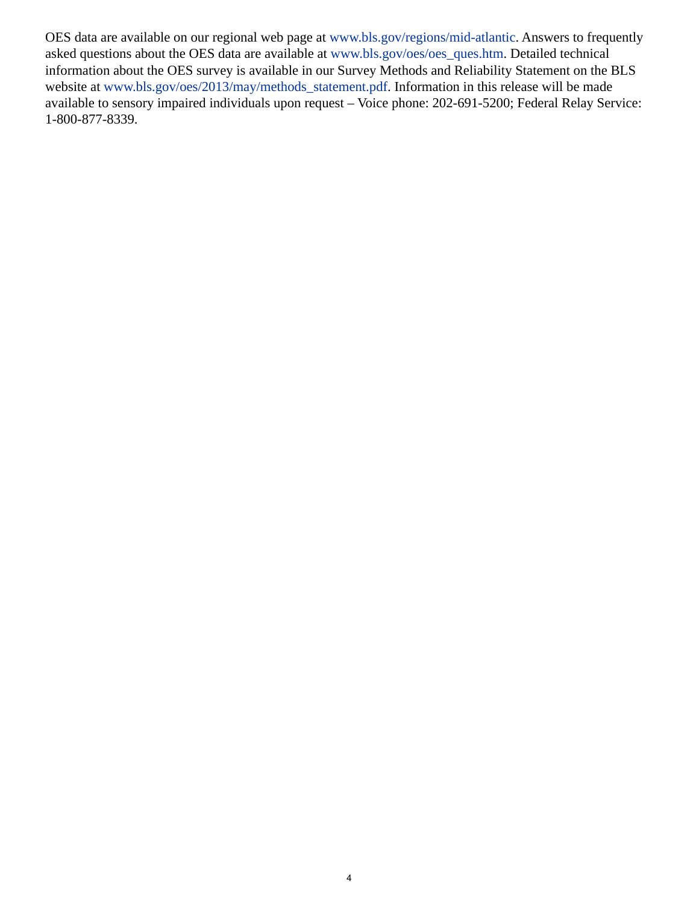OES data are available on our regional web page at www.bls.gov/regions/mid-atlantic. Answers to frequently asked questions about the OES data are available at www.bls.gov/oes/oes_ques.htm. Detailed technical information about the OES survey is available in our Survey Methods and Reliability Statement on the BLS website at www.bls.gov/oes/2013/may/methods_statement.pdf. Information in this release will be made available to sensory impaired individuals upon request – Voice phone: 202-691-5200; Federal Relay Service: 1-800-877-8339.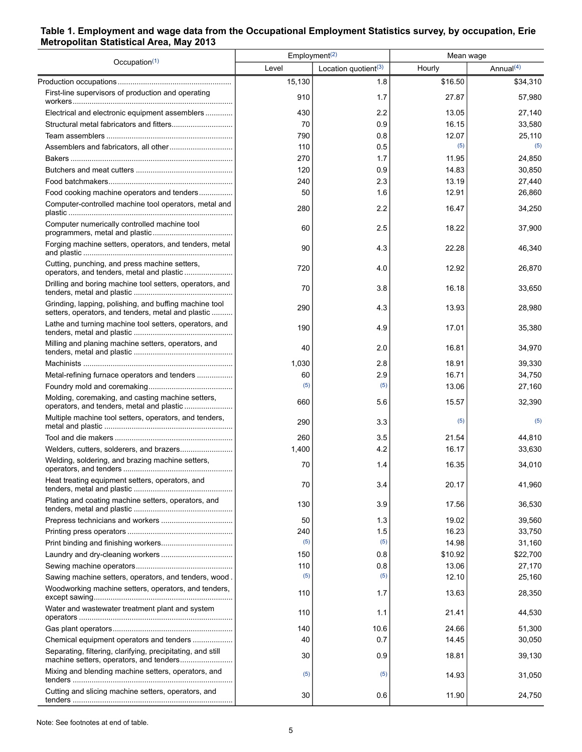**Table 1. Employment and wage data from the Occupational Employment Statistics survey, by occupation, Erie Metropolitan Statistical Area, May 2013**

| Occupation[(1)] | Employment[(2)] | | Mean wage | |
|---|---|---|---|---|
| | Level | Location quotient[(3)] | Hourly | Annual[(4)] |
| Production occupations | 15,130 | 1.8 | $16.50 | $34,310 |
| First-line supervisors of production and operating workers | 910 | 1.7 | 27.87 | 57,980 |
| Electrical and electronic equipment assemblers | 430 | 2.2 | 13.05 | 27,140 |
| Structural metal fabricators and fitters | 70 | 0.9 | 16.15 | 33,580 |
| Team assemblers | 790 | 0.8 | 12.07 | 25,110 |
| Assemblers and fabricators, all other | 110 | 0.5 | (5) | (5) |
| Bakers | 270 | 1.7 | 11.95 | 24,850 |
| Butchers and meat cutters | 120 | 0.9 | 14.83 | 30,850 |
| Food batchmakers | 240 | 2.3 | 13.19 | 27,440 |
| Food cooking machine operators and tenders | 50 | 1.6 | 12.91 | 26,860 |
| Computer-controlled machine tool operators, metal and plastic | 280 | 2.2 | 16.47 | 34,250 |
| Computer numerically controlled machine tool programmers, metal and plastic | 60 | 2.5 | 18.22 | 37,900 |
| Forging machine setters, operators, and tenders, metal and plastic | 90 | 4.3 | 22.28 | 46,340 |
| Cutting, punching, and press machine setters, operators, and tenders, metal and plastic | 720 | 4.0 | 12.92 | 26,870 |
| Drilling and boring machine tool setters, operators, and tenders, metal and plastic | 70 | 3.8 | 16.18 | 33,650 |
| Grinding, lapping, polishing, and buffing machine tool setters, operators, and tenders, metal and plastic | 290 | 4.3 | 13.93 | 28,980 |
| Lathe and turning machine tool setters, operators, and tenders, metal and plastic | 190 | 4.9 | 17.01 | 35,380 |
| Milling and planing machine setters, operators, and tenders, metal and plastic | 40 | 2.0 | 16.81 | 34,970 |
| Machinists | 1,030 | 2.8 | 18.91 | 39,330 |
| Metal-refining furnace operators and tenders | 60 | 2.9 | 16.71 | 34,750 |
| Foundry mold and coremaking | (5) | (5) | 13.06 | 27,160 |
| Molding, coremaking, and casting machine setters, operators, and tenders, metal and plastic | 660 | 5.6 | 15.57 | 32,390 |
| Multiple machine tool setters, operators, and tenders, metal and plastic | 290 | 3.3 | (5) | (5) |
| Tool and die makers | 260 | 3.5 | 21.54 | 44,810 |
| Welders, cutters, solderers, and brazers | 1,400 | 4.2 | 16.17 | 33,630 |
| Welding, soldering, and brazing machine setters, operators, and tenders | 70 | 1.4 | 16.35 | 34,010 |
| Heat treating equipment setters, operators, and tenders, metal and plastic | 70 | 3.4 | 20.17 | 41,960 |
| Plating and coating machine setters, operators, and tenders, metal and plastic | 130 | 3.9 | 17.56 | 36,530 |
| Prepress technicians and workers | 50 | 1.3 | 19.02 | 39,560 |
| Printing press operators | 240 | 1.5 | 16.23 | 33,750 |
| Print binding and finishing workers | (5) | (5) | 14.98 | 31,160 |
| Laundry and dry-cleaning workers | 150 | 0.8 | $10.92 | $22,700 |
| Sewing machine operators | 110 | 0.8 | 13.06 | 27,170 |
| Sawing machine setters, operators, and tenders, wood | (5) | (5) | 12.10 | 25,160 |
| Woodworking machine setters, operators, and tenders, except sawing | 110 | 1.7 | 13.63 | 28,350 |
| Water and wastewater treatment plant and system operators | 110 | 1.1 | 21.41 | 44,530 |
| Gas plant operators | 140 | 10.6 | 24.66 | 51,300 |
| Chemical equipment operators and tenders | 40 | 0.7 | 14.45 | 30,050 |
| Separating, filtering, clarifying, precipitating, and still machine setters, operators, and tenders | 30 | 0.9 | 18.81 | 39,130 |
| Mixing and blending machine setters, operators, and tenders | (5) | (5) | 14.93 | 31,050 |
| Cutting and slicing machine setters, operators, and tenders | 30 | 0.6 | 11.90 | 24,750 |

Note: See footnotes at end of table.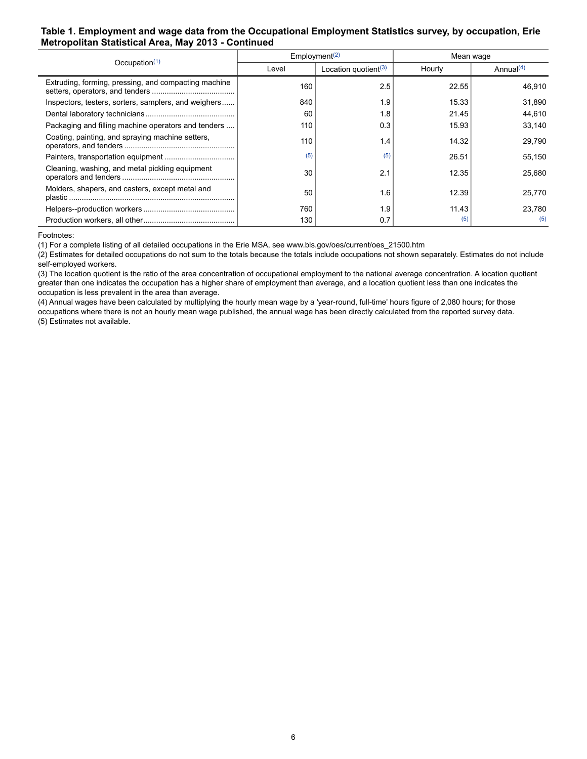**Table 1. Employment and wage data from the Occupational Employment Statistics survey, by occupation, Erie Metropolitan Statistical Area, May 2013 - Continued**

| Occupation[1] | Employment[2] | | Mean wage | |
|---|---|---|---|---|
| | Level | Location quotient[3] | Hourly | Annual[4] |
| Extruding, forming, pressing, and compacting machine setters, operators, and tenders | 160 | 2.5 | 22.55 | 46,910 |
| Inspectors, testers, sorters, samplers, and weighers | 840 | 1.9 | 15.33 | 31,890 |
| Dental laboratory technicians | 60 | 1.8 | 21.45 | 44,610 |
| Packaging and filling machine operators and tenders | 110 | 0.3 | 15.93 | 33,140 |
| Coating, painting, and spraying machine setters, operators, and tenders | 110 | 1.4 | 14.32 | 29,790 |
| Painters, transportation equipment | (5) | (5) | 26.51 | 55,150 |
| Cleaning, washing, and metal pickling equipment operators and tenders | 30 | 2.1 | 12.35 | 25,680 |
| Molders, shapers, and casters, except metal and plastic | 50 | 1.6 | 12.39 | 25,770 |
| Helpers--production workers | 760 | 1.9 | 11.43 | 23,780 |
| Production workers, all other | 130 | 0.7 | (5) | (5) |

Footnotes:
(1) For a complete listing of all detailed occupations in the Erie MSA, see www.bls.gov/oes/current/oes_21500.htm
(2) Estimates for detailed occupations do not sum to the totals because the totals include occupations not shown separately. Estimates do not include self-employed workers.
(3) The location quotient is the ratio of the area concentration of occupational employment to the national average concentration. A location quotient greater than one indicates the occupation has a higher share of employment than average, and a location quotient less than one indicates the occupation is less prevalent in the area than average.
(4) Annual wages have been calculated by multiplying the hourly mean wage by a 'year-round, full-time' hours figure of 2,080 hours; for those occupations where there is not an hourly mean wage published, the annual wage has been directly calculated from the reported survey data.
(5) Estimates not available.